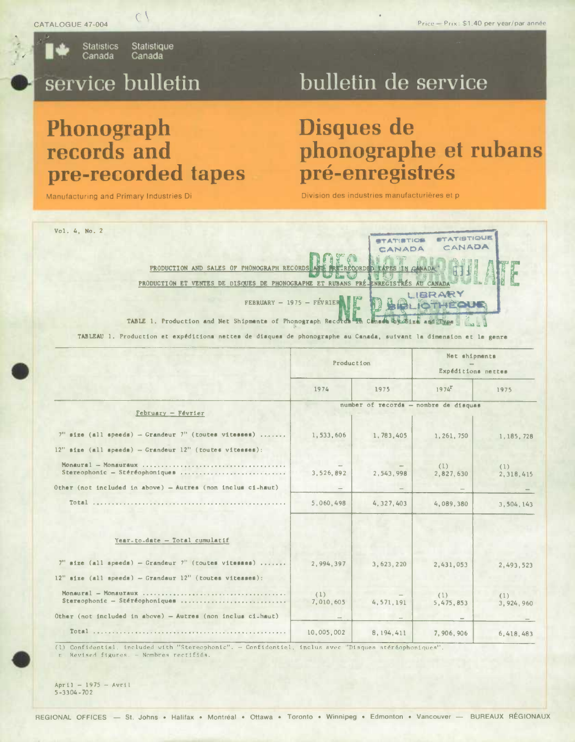CATALOGUE 47-004

Price — Prix: $1.40 per year/par année

Statistics Canada Statistique Canada

# service bulletin / bulletin de service

# Phonograph records and pre-recorded tapes

# Disques de phonographe et rubans pré-enregistrés

Manufacturing and Primary Industries Di

Division des industries manufacturières et p

Vol. 4, No. 2

STATISTICS CANADA STATISTIQUE CANADA — DOES NOT CIRCULATE — NE PAS PRÊTER — LIBRARY BIBLIOTHÈQUE

PRODUCTION AND SALES OF PHONOGRAPH RECORDS AND PRE-RECORDED TAPES IN CANADA

PRODUCTION ET VENTES DE DISQUES DE PHONOGRAPHE ET RUBANS PRÉ-ENREGISTRÉS AU CANADA

FEBRUARY — 1975 — FÉVRIER

TABLE 1. Production and Net Shipments of Phonograph Records in Canada by Size and Type

TABLEAU 1. Production et expéditions nettes de disques de phonographe au Canada, suivant la dimension et le genre

| | Production | | Net shipments — Expéditions nettes | |
|---|---|---|---|---|
| | 1974 | 1975 | 1974r | 1975 |
| | number of records — nombre de disques | | | |
| **February — Février** | | | | |
| 7" size (all speeds) — Grandeur 7" (toutes vitesses) | 1,533,606 | 1,783,405 | 1,261,750 | 1,185,728 |
| 12" size (all speeds) — Grandeur 12" (toutes vitesses): | | | | |
| Monaural — Monauraux | – | – | (1) | (1) |
| Stereophonic — Stéréophoniques | 3,526,892 | 2,543,998 | 2,827,630 | 2,318,415 |
| Other (not included in above) — Autres (non inclus ci-haut) | – | – | – | – |
| Total | 5,060,498 | 4,327,403 | 4,089,380 | 3,504,143 |
| **Year-to-date — Total cumulatif** | | | | |
| 7" size (all speeds) — Grandeur 7" (toutes vitesses) | 2,994,397 | 3,623,220 | 2,431,053 | 2,493,523 |
| 12" size (all speeds) — Grandeur 12" (toutes vitesses): | | | | |
| Monaural — Monauraux | (1) | – | (1) | (1) |
| Stereophonic — Stéréophoniques | 7,010,605 | 4,571,191 | 5,475,853 | 3,924,960 |
| Other (not included in above) — Autres (non inclus ci-haut) | – | – | – | – |
| Total | 10,005,002 | 8,194,411 | 7,906,906 | 6,418,483 |

(1) Confidential, included with "Stereophonic". — Confidentiel, inclus avec "Disques stéréophoniques".
r Revised figures. — Nombres rectifiés.

April — 1975 — Avril
5-3304-702

REGIONAL OFFICES — St. Johns • Halifax • Montréal • Ottawa • Toronto • Winnipeg • Edmonton • Vancouver — BUREAUX RÉGIONAUX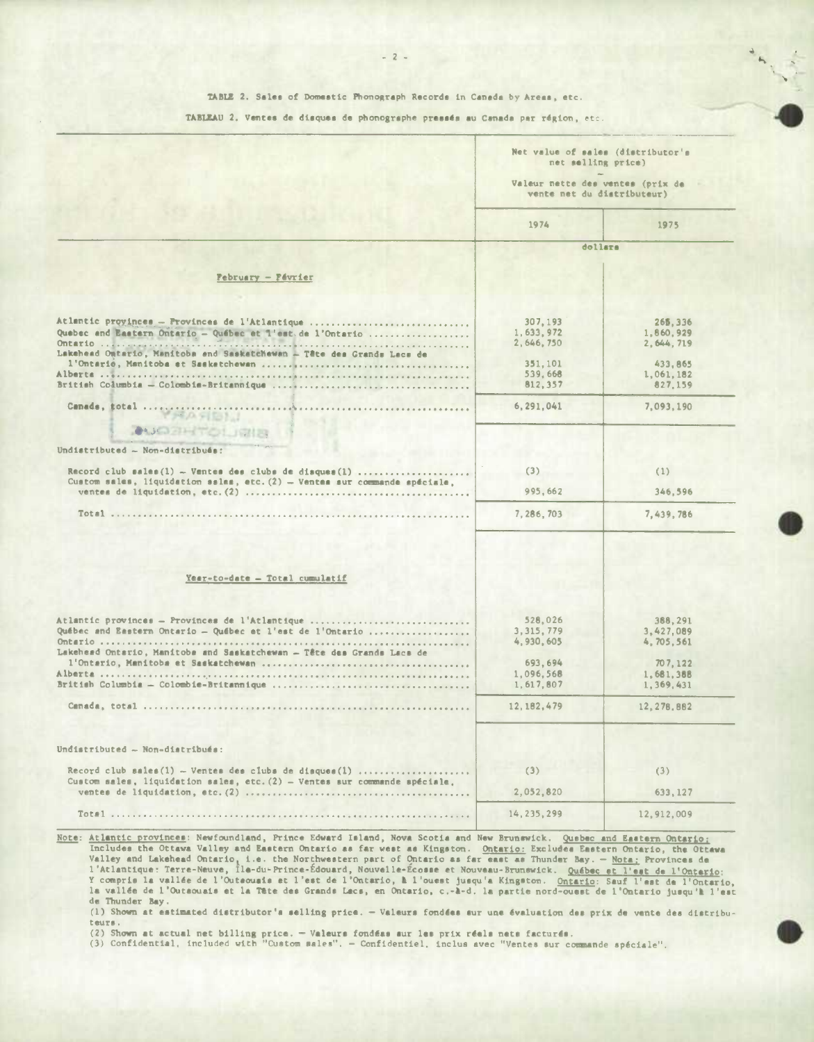TABLE 2. Sales of Domestic Phonograph Records in Canada by Areas, etc.

TABLEAU 2. Ventes de disques de phonographe pressés au Canada par région, etc.

| | Net value of sales (distributor's net selling price) – Valeur nette des ventes (prix de vente net du distributeur) | |
|---|---|---|
| | 1974 | 1975 |
| | dollars | |
| **February – Février** | | |
| Atlantic provinces – Provinces de l'Atlantique | 307,193 | 268,336 |
| Quebec and Eastern Ontario – Québec et l'est de l'Ontario | 1,633,972 | 1,860,929 |
| Ontario | 2,646,750 | 2,644,719 |
| Lakehead Ontario, Manitoba and Saskatchewan – Tête des Grands Lacs de l'Ontario, Manitoba et Saskatchewan | 351,101 | 433,865 |
| Alberta | 539,668 | 1,061,182 |
| British Columbia – Colombie-Britannique | 812,357 | 827,159 |
| Canada, total | 6,291,041 | 7,093,190 |
| Undistributed – Non-distribués: | | |
| Record club sales(1) – Ventes des clubs de disques(1) | (3) | (1) |
| Custom sales, liquidation sales, etc.(2) – Ventes sur commande spéciale, ventes de liquidation, etc.(2) | 995,662 | 346,596 |
| Total | 7,286,703 | 7,439,786 |
| **Year-to-date – Total cumulatif** | | |
| Atlantic provinces – Provinces de l'Atlantique | 528,026 | 388,291 |
| Québec and Eastern Ontario – Québec et l'est de l'Ontario | 3,315,779 | 3,427,089 |
| Ontario | 4,930,605 | 4,705,561 |
| Lakehead Ontario, Manitoba and Saskatchewan – Tête des Grands Lacs de l'Ontario, Manitoba et Saskatchewan | 693,694 | 707,122 |
| Alberta | 1,096,568 | 1,681,388 |
| British Columbia – Colombie-Britannique | 1,617,807 | 1,369,431 |
| Canada, total | 12,182,479 | 12,278,882 |
| Undistributed – Non-distribués: | | |
| Record club sales(1) – Ventes des clubs de disques(1) | (3) | (3) |
| Custom sales, liquidation sales, etc.(2) – Ventes sur commande spéciale, ventes de liquidation, etc.(2) | 2,052,820 | 633,127 |
| Total | 14,235,299 | 12,912,009 |

Note: Atlantic provinces: Newfoundland, Prince Edward Island, Nova Scotia and New Brunswick. Quebec and Eastern Ontario: Includes the Ottawa Valley and Eastern Ontario as far west as Kingston. Ontario: Excludes Eastern Ontario, the Ottawa Valley and Lakehead Ontario, i.e. the Northwestern part of Ontario as far east as Thunder Bay. – Nota: Provinces de l'Atlantique: Terre-Neuve, Île-du-Prince-Édouard, Nouvelle-Écosse et Nouveau-Brunswick. Québec et l'est de l'Ontario: Y compris la vallée de l'Outaouais et l'est de l'Ontario, à l'ouest jusqu'à Kingston. Ontario: Sauf l'est de l'Ontario, la vallée de l'Outaouais et la Tête des Grands Lacs, en Ontario, c.-à-d. la partie nord-ouest de l'Ontario jusqu'à l'est de Thunder Bay.

(1) Shown at estimated distributor's selling price. – Valeurs fondées sur une évaluation des prix de vente des distributeurs.

(2) Shown at actual net billing price. – Valeurs fondées sur les prix réels nets facturés.

(3) Confidential, included with "Custom sales". – Confidentiel, inclus avec "Ventes sur commande spéciale".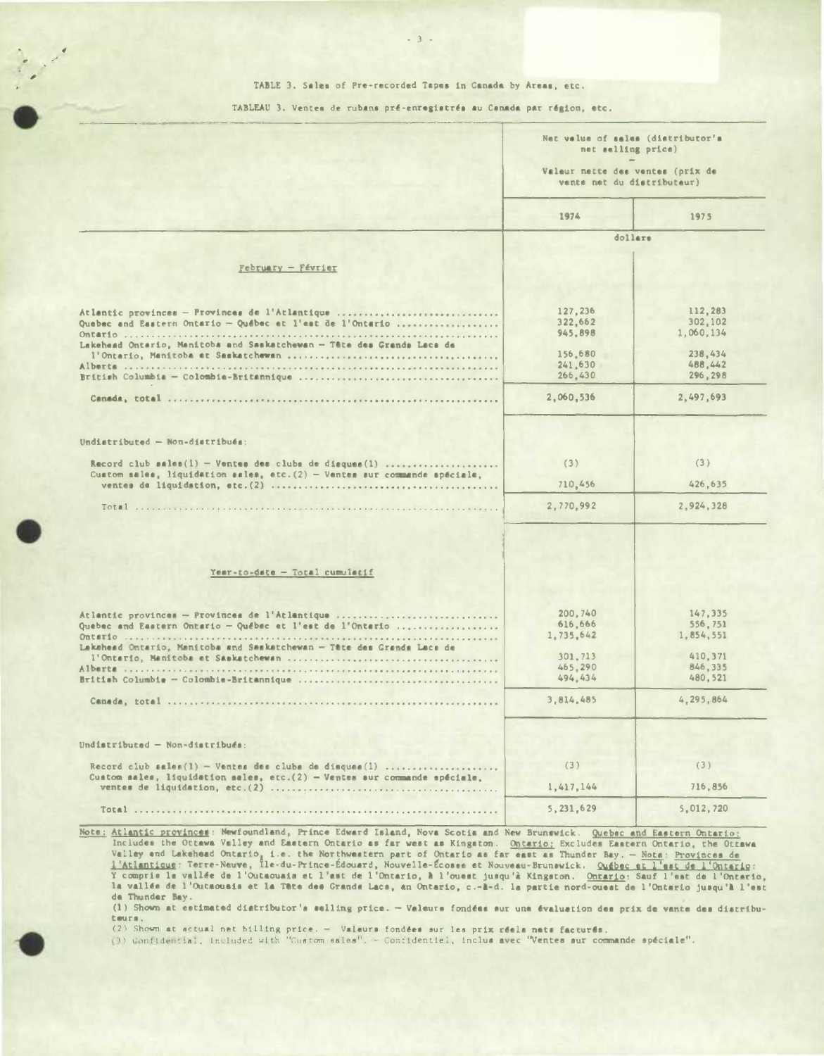TABLE 3. Sales of Pre-recorded Tapes in Canada by Areas, etc.

TABLEAU 3. Ventes de rubans pré-enregistrés au Canada par région, etc.

| | Net value of sales (distributor's net selling price) — Valeur nette des ventes (prix de vente net du distributeur) | |
|---|---|---|
| | 1974 | 1975 |
| | dollars | |
| **February – Février** | | |
| Atlantic provinces – Provinces de l'Atlantique | 127,236 | 112,283 |
| Quebec and Eastern Ontario – Québec et l'est de l'Ontario | 322,662 | 302,102 |
| Ontario | 945,898 | 1,060,134 |
| Lakehead Ontario, Manitoba and Saskatchewan – Tête des Grands Lacs de l'Ontario, Manitoba et Saskatchewan | 156,680 | 238,434 |
| Alberta | 241,630 | 488,442 |
| British Columbia – Colombie-Britannique | 266,430 | 296,298 |
| Canada, total | 2,060,536 | 2,497,693 |
| Undistributed – Non-distribués: | | |
| Record club sales(1) – Ventes des clubs de disques(1) | (3) | (3) |
| Custom sales, liquidation sales, etc.(2) – Ventes sur commande spéciale, ventes de liquidation, etc.(2) | 710,456 | 426,635 |
| Total | 2,770,992 | 2,924,328 |
| **Year-to-date – Total cumulatif** | | |
| Atlantic provinces – Provinces de l'Atlantique | 200,740 | 147,335 |
| Quebec and Eastern Ontario – Québec et l'est de l'Ontario | 616,666 | 556,751 |
| Ontario | 1,735,642 | 1,854,551 |
| Lakehead Ontario, Manitoba and Saskatchewan – Tête des Grands Lacs de l'Ontario, Manitoba et Saskatchewan | 301,713 | 410,371 |
| Alberta | 465,290 | 846,335 |
| British Columbia – Colombie-Britannique | 494,434 | 480,521 |
| Canada, total | 3,814,485 | 4,295,864 |
| Undistributed – Non-distribués: | | |
| Record club sales(1) – Ventes des clubs de disques(1) | (3) | (3) |
| Custom sales, liquidation sales, etc.(2) – Ventes sur commande spéciale, ventes de liquidation, etc.(2) | 1,417,144 | 716,856 |
| Total | 5,231,629 | 5,012,720 |

Note: Atlantic provinces: Newfoundland, Prince Edward Island, Nova Scotia and New Brunswick. Quebec and Eastern Ontario: Includes the Ottawa Valley and Eastern Ontario as far west as Kingston. Ontario: Excludes Eastern Ontario, the Ottawa Valley and Lakehead Ontario, i.e. the Northwestern part of Ontario as far east as Thunder Bay. – Nota: Provinces de l'Atlantique: Terre-Neuve, Île-du-Prince-Édouard, Nouvelle-Écosse et Nouveau-Brunswick. Québec et l'est de l'Ontario: Y compris la vallée de l'Outaouais et l'est de l'Ontario, à l'ouest jusqu'à Kingston. Ontario: Sauf l'est de l'Ontario, la vallée de l'Outaouais et la Tête des Grands Lacs, en Ontario, c.-à-d. la partie nord-ouest de l'Ontario jusqu'à l'est de Thunder Bay.

(1) Shown at estimated distributor's selling price. – Valeurs fondées sur une évaluation des prix de vente des distributeurs.

(2) Shown at actual net billing price. – Valeurs fondées sur les prix réels nets facturés.

(3) Confidential, included with "Custom sales". – Confidentiel, inclus avec "Ventes sur commande spéciale".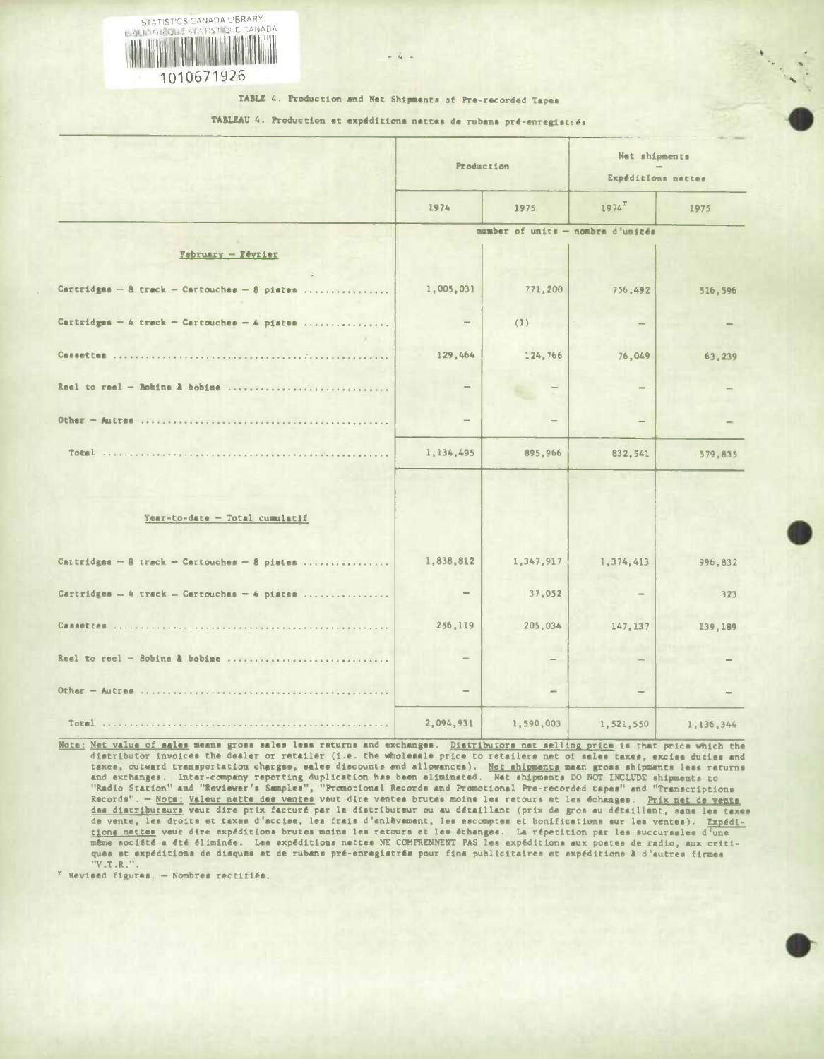TABLE 4. Production and Net Shipments of Pre-recorded Tapes

TABLEAU 4. Production et expéditions nettes de rubans pré-enregistrés

| | Production | | Net shipments — Expéditions nettes | |
|---|---|---|---|---|
| | 1974 | 1975 | 1974[r] | 1975 |
| | number of units — nombre d'unités | | | |
| **February — Février** | | | | |
| Cartridges — 8 track — Cartouches — 8 pistes | 1,005,031 | 771,200 | 756,492 | 516,596 |
| Cartridges — 4 track — Cartouches — 4 pistes | — | (1) | — | — |
| Cassettes | 129,464 | 124,766 | 76,049 | 63,239 |
| Reel to reel — Bobine à bobine | — | — | — | — |
| Other — Autres | — | — | — | — |
| Total | 1,134,495 | 895,966 | 832,541 | 579,835 |
| **Year-to-date — Total cumulatif** | | | | |
| Cartridges — 8 track — Cartouches — 8 pistes | 1,838,812 | 1,347,917 | 1,374,413 | 996,832 |
| Cartridges — 4 track — Cartouches — 4 pistes | — | 37,052 | — | 323 |
| Cassettes | 256,119 | 205,034 | 147,137 | 139,189 |
| Reel to reel — Bobine à bobine | — | — | — | — |
| Other — Autres | — | — | — | — |
| Total | 2,094,931 | 1,590,003 | 1,521,550 | 1,136,344 |

Note: Net value of sales means gross sales less returns and exchanges. Distributors net selling price is that price which the distributor invoices the dealer or retailer (i.e. the wholesale price to retailers net of sales taxes, excise duties and taxes, outward transportation charges, sales discounts and allowances). Net shipments mean gross shipments less returns and exchanges. Inter-company reporting duplication has been eliminated. Net shipments DO NOT INCLUDE shipments to "Radio Station" and "Reviewer's Samples", "Promotional Records and Promotional Pre-recorded tapes" and "Transcriptions Records". — Note: Valeur nette des ventes veut dire ventes brutes moins les retours et les échanges. Prix net de vente des distributeurs veut dire prix facturé par le distributeur ou au détaillant (prix de gros au détaillant, sans les taxes de vente, les droits et taxes d'accise, les frais d'enlèvement, les escomptes et bonifications sur les ventes). Expéditions nettes veut dire expéditions brutes moins les retours et les échanges. La répétition par les succursales d'une même société a été éliminée. Les expéditions nettes NE COMPRENNENT PAS les expéditions aux postes de radio, aux critiques et expéditions de disques et de rubans pré-enregistrés pour fins publicitaires et expéditions à d'autres firmes "V.T.R.".

[r] Revised figures. — Nombres rectifiés.